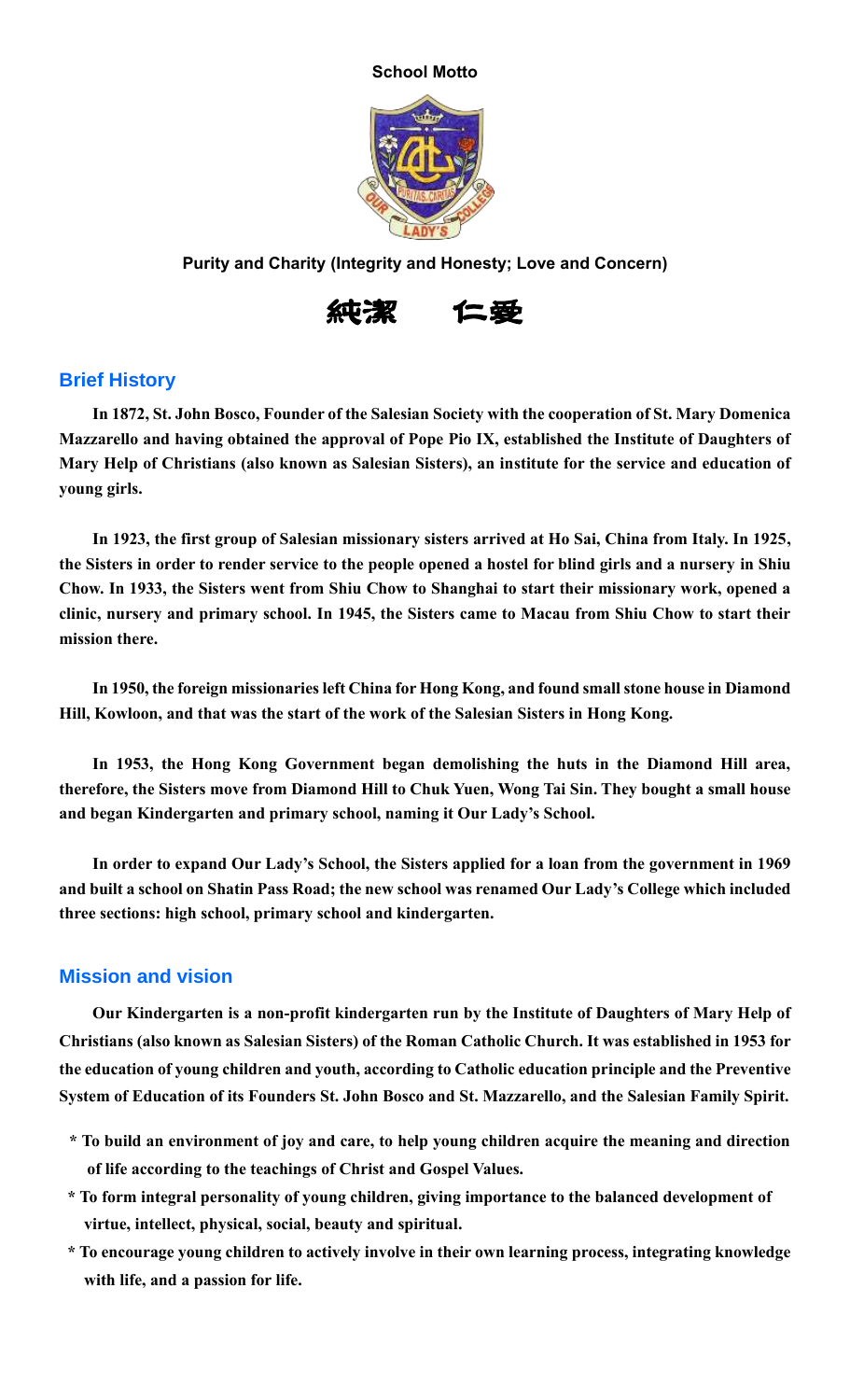**School Motto**

**Purity and Charity (Integrity and Honesty; Love and Concern)**

**純潔　仁愛**

## Brief History

**In 1872, St. John Bosco, Founder of the Salesian Society with the cooperation of St. Mary Domenica Mazzarello and having obtained the approval of Pope Pio IX, established the Institute of Daughters of Mary Help of Christians (also known as Salesian Sisters), an institute for the service and education of young girls.**

**In 1923, the first group of Salesian missionary sisters arrived at Ho Sai, China from Italy. In 1925, the Sisters in order to render service to the people opened a hostel for blind girls and a nursery in Shiu Chow. In 1933, the Sisters went from Shiu Chow to Shanghai to start their missionary work, opened a clinic, nursery and primary school. In 1945, the Sisters came to Macau from Shiu Chow to start their mission there.**

**In 1950, the foreign missionaries left China for Hong Kong, and found small stone house in Diamond Hill, Kowloon, and that was the start of the work of the Salesian Sisters in Hong Kong.**

**In 1953, the Hong Kong Government began demolishing the huts in the Diamond Hill area, therefore, the Sisters move from Diamond Hill to Chuk Yuen, Wong Tai Sin. They bought a small house and began Kindergarten and primary school, naming it Our Lady's School.**

**In order to expand Our Lady's School, the Sisters applied for a loan from the government in 1969 and built a school on Shatin Pass Road; the new school was renamed Our Lady's College which included three sections: high school, primary school and kindergarten.**

## Mission and vision

**Our Kindergarten is a non-profit kindergarten run by the Institute of Daughters of Mary Help of Christians (also known as Salesian Sisters) of the Roman Catholic Church. It was established in 1953 for the education of young children and youth, according to Catholic education principle and the Preventive System of Education of its Founders St. John Bosco and St. Mazzarello, and the Salesian Family Spirit.**

- **To build an environment of joy and care, to help young children acquire the meaning and direction of life according to the teachings of Christ and Gospel Values.**
- **To form integral personality of young children, giving importance to the balanced development of virtue, intellect, physical, social, beauty and spiritual.**
- **To encourage young children to actively involve in their own learning process, integrating knowledge with life, and a passion for life.**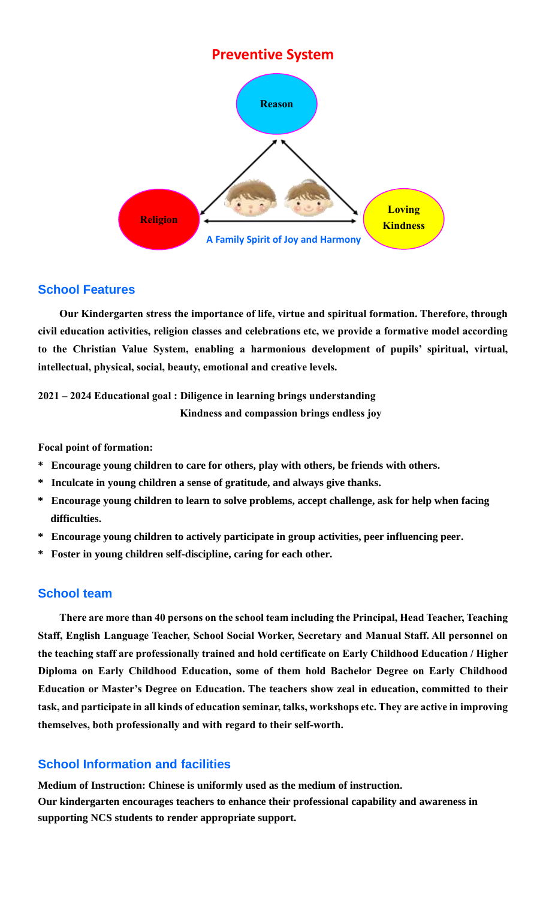## Preventive System

Reason

Religion

Loving Kindness

A Family Spirit of Joy and Harmony

### School Features

**Our Kindergarten stress the importance of life, virtue and spiritual formation. Therefore, through civil education activities, religion classes and celebrations etc, we provide a formative model according to the Christian Value System, enabling a harmonious development of pupils' spiritual, virtual, intellectual, physical, social, beauty, emotional and creative levels.**

**2021 – 2024 Educational goal : Diligence in learning brings understanding**
**Kindness and compassion brings endless joy**

**Focal point of formation:**

- **Encourage young children to care for others, play with others, be friends with others.**
- **Inculcate in young children a sense of gratitude, and always give thanks.**
- **Encourage young children to learn to solve problems, accept challenge, ask for help when facing difficulties.**
- **Encourage young children to actively participate in group activities, peer influencing peer.**
- **Foster in young children self-discipline, caring for each other.**

### School team

**There are more than 40 persons on the school team including the Principal, Head Teacher, Teaching Staff, English Language Teacher, School Social Worker, Secretary and Manual Staff. All personnel on the teaching staff are professionally trained and hold certificate on Early Childhood Education / Higher Diploma on Early Childhood Education, some of them hold Bachelor Degree on Early Childhood Education or Master's Degree on Education. The teachers show zeal in education, committed to their task, and participate in all kinds of education seminar, talks, workshops etc. They are active in improving themselves, both professionally and with regard to their self-worth.**

### School Information and facilities

**Medium of Instruction: Chinese is uniformly used as the medium of instruction.**
**Our kindergarten encourages teachers to enhance their professional capability and awareness in supporting NCS students to render appropriate support.**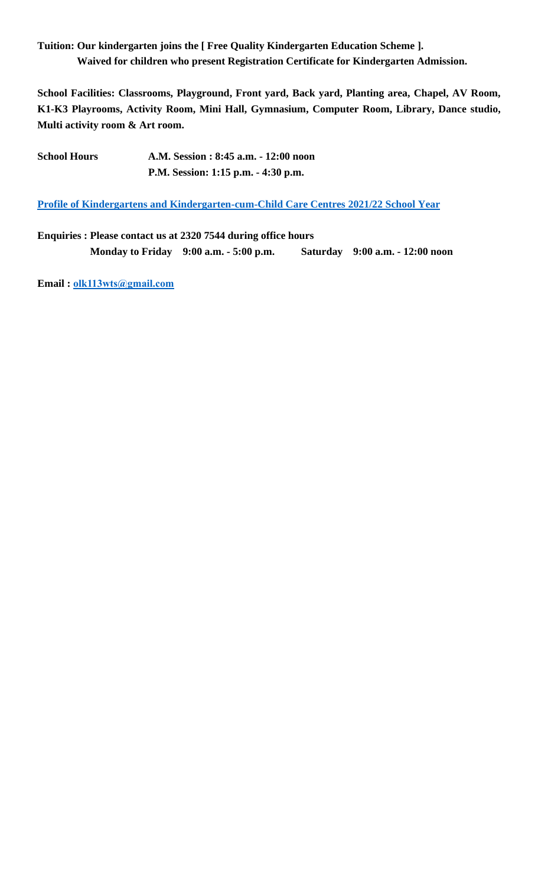**Tuition: Our kindergarten joins the [ Free Quality Kindergarten Education Scheme ].**
**Waived for children who present Registration Certificate for Kindergarten Admission.**

**School Facilities: Classrooms, Playground, Front yard, Back yard, Planting area, Chapel, AV Room, K1-K3 Playrooms, Activity Room, Mini Hall, Gymnasium, Computer Room, Library, Dance studio, Multi activity room & Art room.**

**School Hours** **A.M. Session : 8:45 a.m. - 12:00 noon**
**P.M. Session: 1:15 p.m. - 4:30 p.m.**

**Profile of Kindergartens and Kindergarten-cum-Child Care Centres 2021/22 School Year**

**Enquiries : Please contact us at 2320 7544 during office hours**
**Monday to Friday 9:00 a.m. - 5:00 p.m.** **Saturday 9:00 a.m. - 12:00 noon**

**Email : olk113wts@gmail.com**